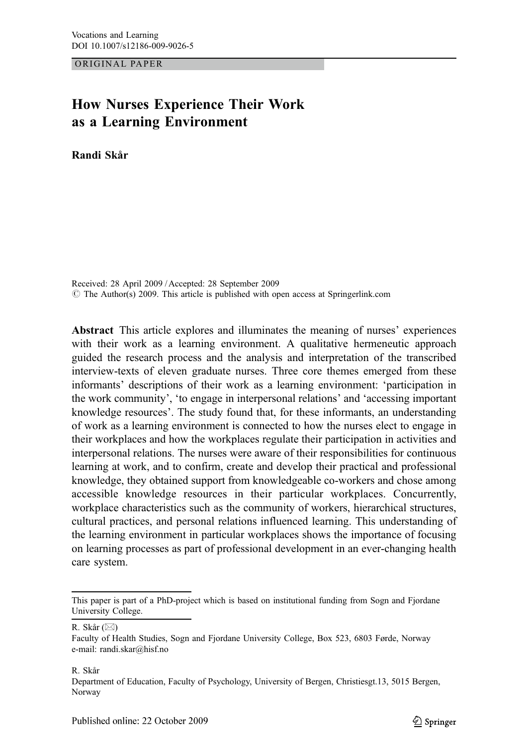Vocations and Learning
DOI 10.1007/s12186-009-9026-5

ORIGINAL PAPER

# How Nurses Experience Their Work as a Learning Environment

**Randi Skår**

Received: 28 April 2009 / Accepted: 28 September 2009
© The Author(s) 2009. This article is published with open access at Springerlink.com

**Abstract** This article explores and illuminates the meaning of nurses' experiences with their work as a learning environment. A qualitative hermeneutic approach guided the research process and the analysis and interpretation of the transcribed interview-texts of eleven graduate nurses. Three core themes emerged from these informants' descriptions of their work as a learning environment: 'participation in the work community', 'to engage in interpersonal relations' and 'accessing important knowledge resources'. The study found that, for these informants, an understanding of work as a learning environment is connected to how the nurses elect to engage in their workplaces and how the workplaces regulate their participation in activities and interpersonal relations. The nurses were aware of their responsibilities for continuous learning at work, and to confirm, create and develop their practical and professional knowledge, they obtained support from knowledgeable co-workers and chose among accessible knowledge resources in their particular workplaces. Concurrently, workplace characteristics such as the community of workers, hierarchical structures, cultural practices, and personal relations influenced learning. This understanding of the learning environment in particular workplaces shows the importance of focusing on learning processes as part of professional development in an ever-changing health care system.

---

This paper is part of a PhD-project which is based on institutional funding from Sogn and Fjordane University College.

R. Skår (✉)
Faculty of Health Studies, Sogn and Fjordane University College, Box 523, 6803 Førde, Norway
e-mail: randi.skar@hisf.no

R. Skår
Department of Education, Faculty of Psychology, University of Bergen, Christiesgt.13, 5015 Bergen, Norway

Published online: 22 October 2009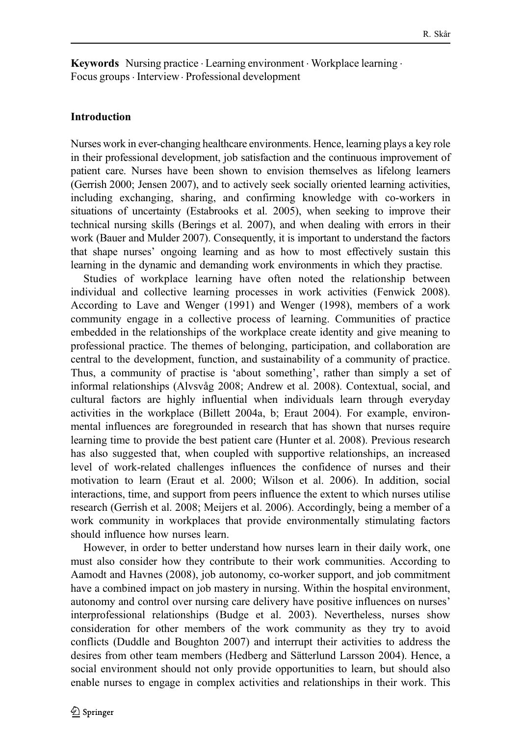**Keywords** Nursing practice · Learning environment · Workplace learning · Focus groups · Interview · Professional development

## Introduction

Nurses work in ever-changing healthcare environments. Hence, learning plays a key role in their professional development, job satisfaction and the continuous improvement of patient care. Nurses have been shown to envision themselves as lifelong learners (Gerrish 2000; Jensen 2007), and to actively seek socially oriented learning activities, including exchanging, sharing, and confirming knowledge with co-workers in situations of uncertainty (Estabrooks et al. 2005), when seeking to improve their technical nursing skills (Berings et al. 2007), and when dealing with errors in their work (Bauer and Mulder 2007). Consequently, it is important to understand the factors that shape nurses' ongoing learning and as how to most effectively sustain this learning in the dynamic and demanding work environments in which they practise.

Studies of workplace learning have often noted the relationship between individual and collective learning processes in work activities (Fenwick 2008). According to Lave and Wenger (1991) and Wenger (1998), members of a work community engage in a collective process of learning. Communities of practice embedded in the relationships of the workplace create identity and give meaning to professional practice. The themes of belonging, participation, and collaboration are central to the development, function, and sustainability of a community of practice. Thus, a community of practise is 'about something', rather than simply a set of informal relationships (Alvsvåg 2008; Andrew et al. 2008). Contextual, social, and cultural factors are highly influential when individuals learn through everyday activities in the workplace (Billett 2004a, b; Eraut 2004). For example, environmental influences are foregrounded in research that has shown that nurses require learning time to provide the best patient care (Hunter et al. 2008). Previous research has also suggested that, when coupled with supportive relationships, an increased level of work-related challenges influences the confidence of nurses and their motivation to learn (Eraut et al. 2000; Wilson et al. 2006). In addition, social interactions, time, and support from peers influence the extent to which nurses utilise research (Gerrish et al. 2008; Meijers et al. 2006). Accordingly, being a member of a work community in workplaces that provide environmentally stimulating factors should influence how nurses learn.

However, in order to better understand how nurses learn in their daily work, one must also consider how they contribute to their work communities. According to Aamodt and Havnes (2008), job autonomy, co-worker support, and job commitment have a combined impact on job mastery in nursing. Within the hospital environment, autonomy and control over nursing care delivery have positive influences on nurses' interprofessional relationships (Budge et al. 2003). Nevertheless, nurses show consideration for other members of the work community as they try to avoid conflicts (Duddle and Boughton 2007) and interrupt their activities to address the desires from other team members (Hedberg and Sätterlund Larsson 2004). Hence, a social environment should not only provide opportunities to learn, but should also enable nurses to engage in complex activities and relationships in their work. This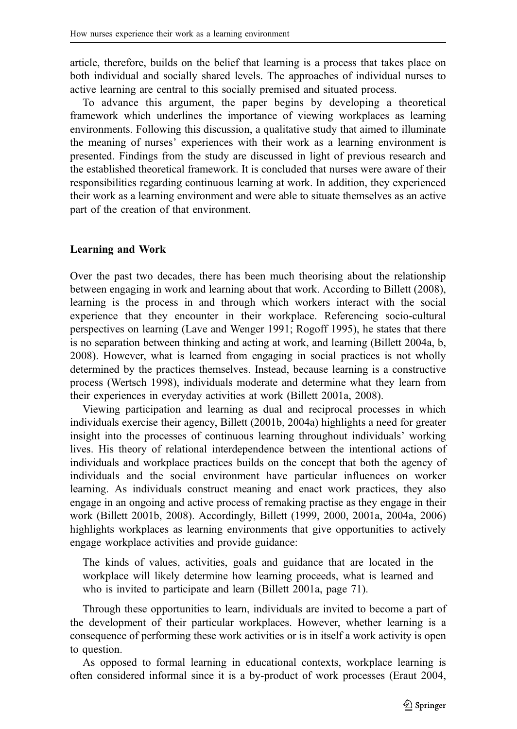article, therefore, builds on the belief that learning is a process that takes place on both individual and socially shared levels. The approaches of individual nurses to active learning are central to this socially premised and situated process.

To advance this argument, the paper begins by developing a theoretical framework which underlines the importance of viewing workplaces as learning environments. Following this discussion, a qualitative study that aimed to illuminate the meaning of nurses' experiences with their work as a learning environment is presented. Findings from the study are discussed in light of previous research and the established theoretical framework. It is concluded that nurses were aware of their responsibilities regarding continuous learning at work. In addition, they experienced their work as a learning environment and were able to situate themselves as an active part of the creation of that environment.

## Learning and Work

Over the past two decades, there has been much theorising about the relationship between engaging in work and learning about that work. According to Billett (2008), learning is the process in and through which workers interact with the social experience that they encounter in their workplace. Referencing socio-cultural perspectives on learning (Lave and Wenger 1991; Rogoff 1995), he states that there is no separation between thinking and acting at work, and learning (Billett 2004a, b, 2008). However, what is learned from engaging in social practices is not wholly determined by the practices themselves. Instead, because learning is a constructive process (Wertsch 1998), individuals moderate and determine what they learn from their experiences in everyday activities at work (Billett 2001a, 2008).

Viewing participation and learning as dual and reciprocal processes in which individuals exercise their agency, Billett (2001b, 2004a) highlights a need for greater insight into the processes of continuous learning throughout individuals' working lives. His theory of relational interdependence between the intentional actions of individuals and workplace practices builds on the concept that both the agency of individuals and the social environment have particular influences on worker learning. As individuals construct meaning and enact work practices, they also engage in an ongoing and active process of remaking practise as they engage in their work (Billett 2001b, 2008). Accordingly, Billett (1999, 2000, 2001a, 2004a, 2006) highlights workplaces as learning environments that give opportunities to actively engage workplace activities and provide guidance:

> The kinds of values, activities, goals and guidance that are located in the workplace will likely determine how learning proceeds, what is learned and who is invited to participate and learn (Billett 2001a, page 71).

Through these opportunities to learn, individuals are invited to become a part of the development of their particular workplaces. However, whether learning is a consequence of performing these work activities or is in itself a work activity is open to question.

As opposed to formal learning in educational contexts, workplace learning is often considered informal since it is a by-product of work processes (Eraut 2004,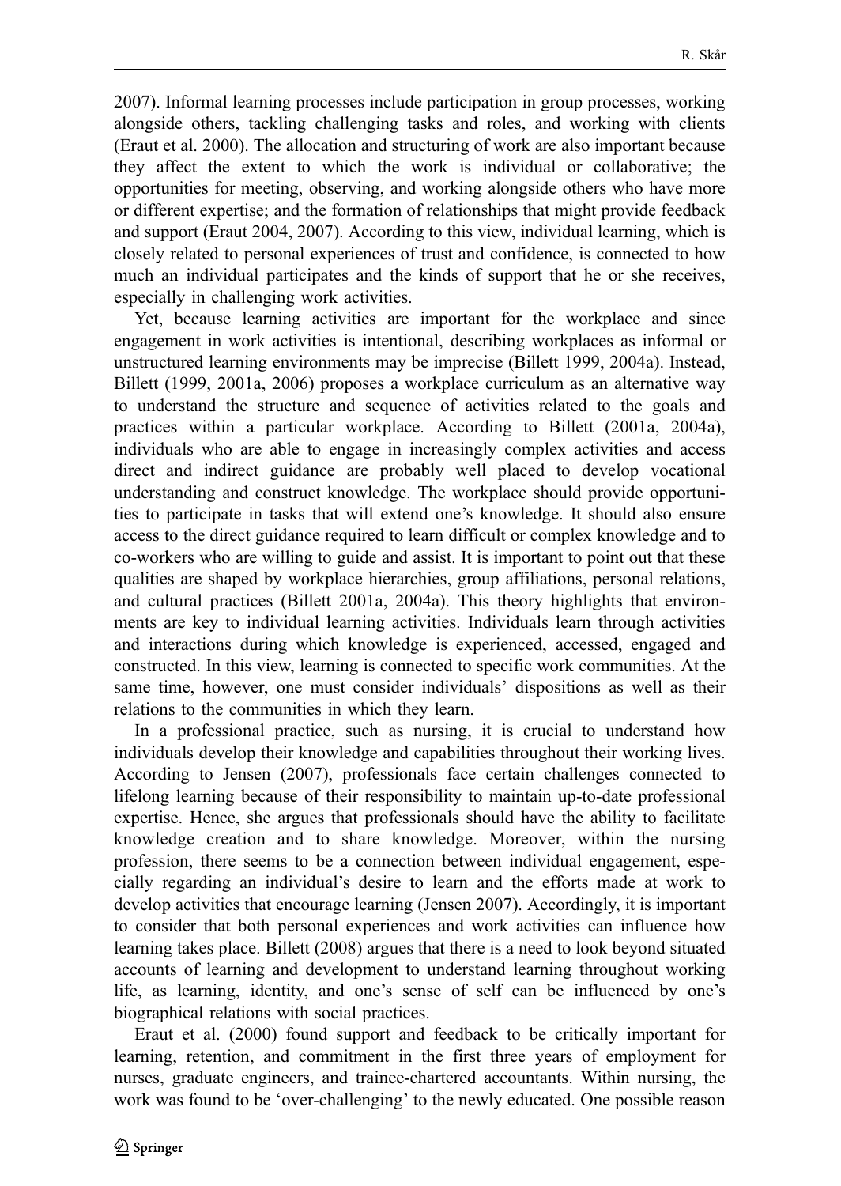2007). Informal learning processes include participation in group processes, working alongside others, tackling challenging tasks and roles, and working with clients (Eraut et al. 2000). The allocation and structuring of work are also important because they affect the extent to which the work is individual or collaborative; the opportunities for meeting, observing, and working alongside others who have more or different expertise; and the formation of relationships that might provide feedback and support (Eraut 2004, 2007). According to this view, individual learning, which is closely related to personal experiences of trust and confidence, is connected to how much an individual participates and the kinds of support that he or she receives, especially in challenging work activities.

Yet, because learning activities are important for the workplace and since engagement in work activities is intentional, describing workplaces as informal or unstructured learning environments may be imprecise (Billett 1999, 2004a). Instead, Billett (1999, 2001a, 2006) proposes a workplace curriculum as an alternative way to understand the structure and sequence of activities related to the goals and practices within a particular workplace. According to Billett (2001a, 2004a), individuals who are able to engage in increasingly complex activities and access direct and indirect guidance are probably well placed to develop vocational understanding and construct knowledge. The workplace should provide opportunities to participate in tasks that will extend one's knowledge. It should also ensure access to the direct guidance required to learn difficult or complex knowledge and to co-workers who are willing to guide and assist. It is important to point out that these qualities are shaped by workplace hierarchies, group affiliations, personal relations, and cultural practices (Billett 2001a, 2004a). This theory highlights that environments are key to individual learning activities. Individuals learn through activities and interactions during which knowledge is experienced, accessed, engaged and constructed. In this view, learning is connected to specific work communities. At the same time, however, one must consider individuals' dispositions as well as their relations to the communities in which they learn.

In a professional practice, such as nursing, it is crucial to understand how individuals develop their knowledge and capabilities throughout their working lives. According to Jensen (2007), professionals face certain challenges connected to lifelong learning because of their responsibility to maintain up-to-date professional expertise. Hence, she argues that professionals should have the ability to facilitate knowledge creation and to share knowledge. Moreover, within the nursing profession, there seems to be a connection between individual engagement, especially regarding an individual's desire to learn and the efforts made at work to develop activities that encourage learning (Jensen 2007). Accordingly, it is important to consider that both personal experiences and work activities can influence how learning takes place. Billett (2008) argues that there is a need to look beyond situated accounts of learning and development to understand learning throughout working life, as learning, identity, and one's sense of self can be influenced by one's biographical relations with social practices.

Eraut et al. (2000) found support and feedback to be critically important for learning, retention, and commitment in the first three years of employment for nurses, graduate engineers, and trainee-chartered accountants. Within nursing, the work was found to be 'over-challenging' to the newly educated. One possible reason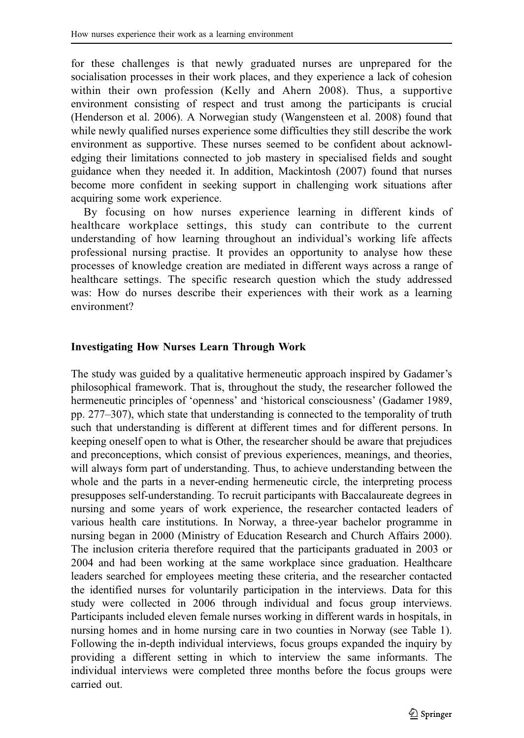for these challenges is that newly graduated nurses are unprepared for the socialisation processes in their work places, and they experience a lack of cohesion within their own profession (Kelly and Ahern 2008). Thus, a supportive environment consisting of respect and trust among the participants is crucial (Henderson et al. 2006). A Norwegian study (Wangensteen et al. 2008) found that while newly qualified nurses experience some difficulties they still describe the work environment as supportive. These nurses seemed to be confident about acknowledging their limitations connected to job mastery in specialised fields and sought guidance when they needed it. In addition, Mackintosh (2007) found that nurses become more confident in seeking support in challenging work situations after acquiring some work experience.

By focusing on how nurses experience learning in different kinds of healthcare workplace settings, this study can contribute to the current understanding of how learning throughout an individual's working life affects professional nursing practise. It provides an opportunity to analyse how these processes of knowledge creation are mediated in different ways across a range of healthcare settings. The specific research question which the study addressed was: How do nurses describe their experiences with their work as a learning environment?

## Investigating How Nurses Learn Through Work

The study was guided by a qualitative hermeneutic approach inspired by Gadamer's philosophical framework. That is, throughout the study, the researcher followed the hermeneutic principles of 'openness' and 'historical consciousness' (Gadamer 1989, pp. 277–307), which state that understanding is connected to the temporality of truth such that understanding is different at different times and for different persons. In keeping oneself open to what is Other, the researcher should be aware that prejudices and preconceptions, which consist of previous experiences, meanings, and theories, will always form part of understanding. Thus, to achieve understanding between the whole and the parts in a never-ending hermeneutic circle, the interpreting process presupposes self-understanding. To recruit participants with Baccalaureate degrees in nursing and some years of work experience, the researcher contacted leaders of various health care institutions. In Norway, a three-year bachelor programme in nursing began in 2000 (Ministry of Education Research and Church Affairs 2000). The inclusion criteria therefore required that the participants graduated in 2003 or 2004 and had been working at the same workplace since graduation. Healthcare leaders searched for employees meeting these criteria, and the researcher contacted the identified nurses for voluntarily participation in the interviews. Data for this study were collected in 2006 through individual and focus group interviews. Participants included eleven female nurses working in different wards in hospitals, in nursing homes and in home nursing care in two counties in Norway (see Table 1). Following the in-depth individual interviews, focus groups expanded the inquiry by providing a different setting in which to interview the same informants. The individual interviews were completed three months before the focus groups were carried out.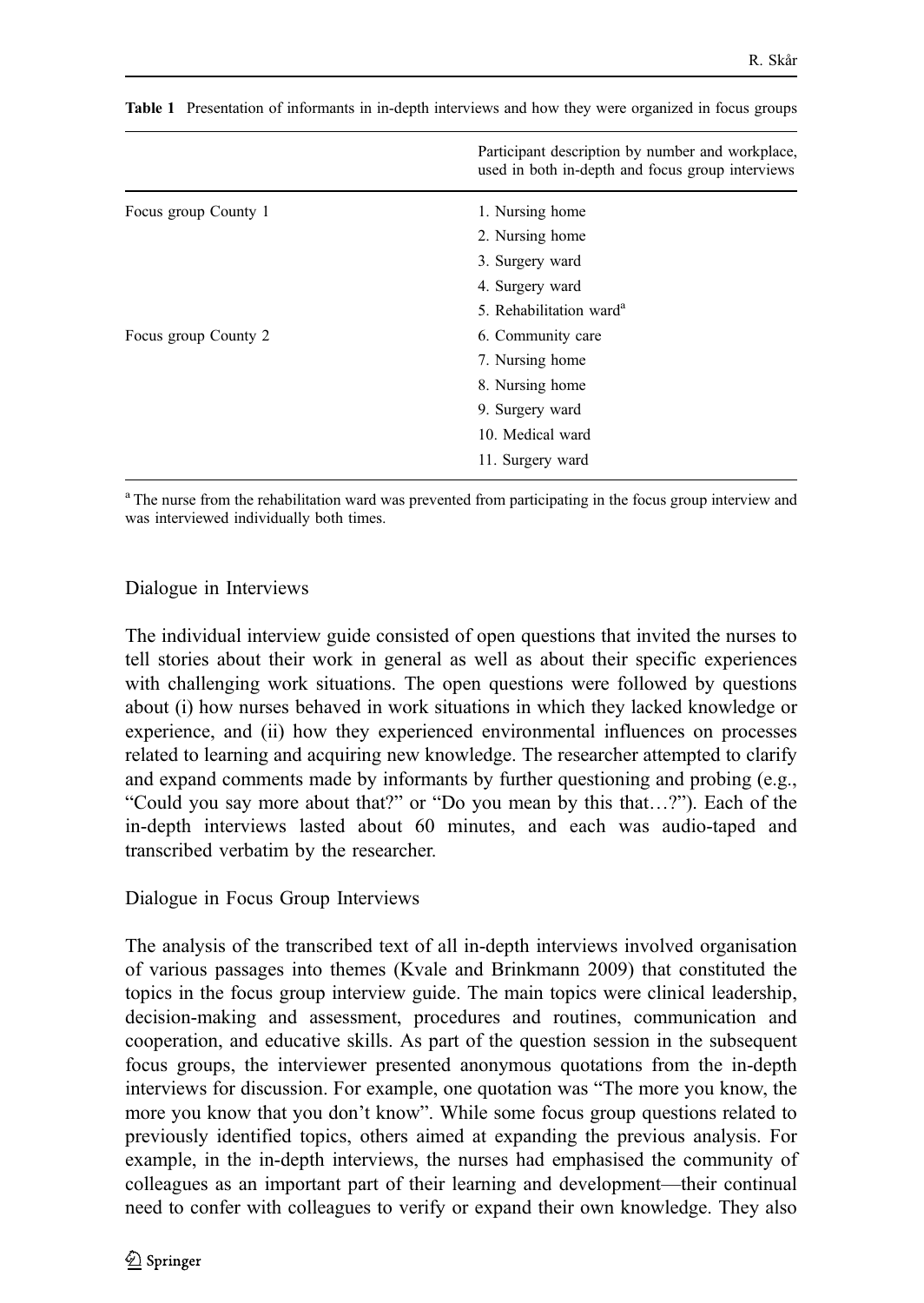**Table 1** Presentation of informants in in-depth interviews and how they were organized in focus groups

| | Participant description by number and workplace, used in both in-depth and focus group interviews |
|---|---|
| Focus group County 1 | 1. Nursing home |
| | 2. Nursing home |
| | 3. Surgery ward |
| | 4. Surgery ward |
| | 5. Rehabilitation ward[a] |
| Focus group County 2 | 6. Community care |
| | 7. Nursing home |
| | 8. Nursing home |
| | 9. Surgery ward |
| | 10. Medical ward |
| | 11. Surgery ward |

[a] The nurse from the rehabilitation ward was prevented from participating in the focus group interview and was interviewed individually both times.

## Dialogue in Interviews

The individual interview guide consisted of open questions that invited the nurses to tell stories about their work in general as well as about their specific experiences with challenging work situations. The open questions were followed by questions about (i) how nurses behaved in work situations in which they lacked knowledge or experience, and (ii) how they experienced environmental influences on processes related to learning and acquiring new knowledge. The researcher attempted to clarify and expand comments made by informants by further questioning and probing (e.g., "Could you say more about that?" or "Do you mean by this that…?"). Each of the in-depth interviews lasted about 60 minutes, and each was audio-taped and transcribed verbatim by the researcher.

## Dialogue in Focus Group Interviews

The analysis of the transcribed text of all in-depth interviews involved organisation of various passages into themes (Kvale and Brinkmann 2009) that constituted the topics in the focus group interview guide. The main topics were clinical leadership, decision-making and assessment, procedures and routines, communication and cooperation, and educative skills. As part of the question session in the subsequent focus groups, the interviewer presented anonymous quotations from the in-depth interviews for discussion. For example, one quotation was "The more you know, the more you know that you don't know". While some focus group questions related to previously identified topics, others aimed at expanding the previous analysis. For example, in the in-depth interviews, the nurses had emphasised the community of colleagues as an important part of their learning and development—their continual need to confer with colleagues to verify or expand their own knowledge. They also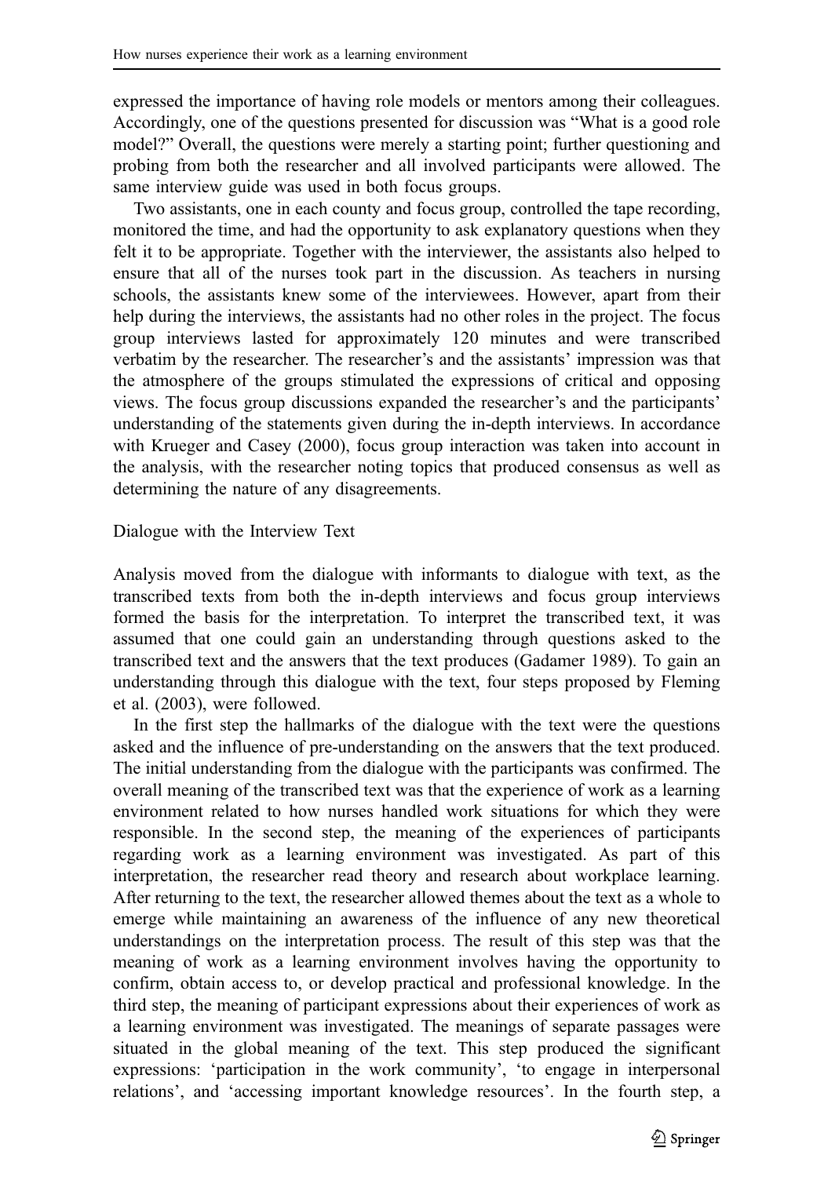expressed the importance of having role models or mentors among their colleagues. Accordingly, one of the questions presented for discussion was "What is a good role model?" Overall, the questions were merely a starting point; further questioning and probing from both the researcher and all involved participants were allowed. The same interview guide was used in both focus groups.

Two assistants, one in each county and focus group, controlled the tape recording, monitored the time, and had the opportunity to ask explanatory questions when they felt it to be appropriate. Together with the interviewer, the assistants also helped to ensure that all of the nurses took part in the discussion. As teachers in nursing schools, the assistants knew some of the interviewees. However, apart from their help during the interviews, the assistants had no other roles in the project. The focus group interviews lasted for approximately 120 minutes and were transcribed verbatim by the researcher. The researcher's and the assistants' impression was that the atmosphere of the groups stimulated the expressions of critical and opposing views. The focus group discussions expanded the researcher's and the participants' understanding of the statements given during the in-depth interviews. In accordance with Krueger and Casey (2000), focus group interaction was taken into account in the analysis, with the researcher noting topics that produced consensus as well as determining the nature of any disagreements.

## Dialogue with the Interview Text

Analysis moved from the dialogue with informants to dialogue with text, as the transcribed texts from both the in-depth interviews and focus group interviews formed the basis for the interpretation. To interpret the transcribed text, it was assumed that one could gain an understanding through questions asked to the transcribed text and the answers that the text produces (Gadamer 1989). To gain an understanding through this dialogue with the text, four steps proposed by Fleming et al. (2003), were followed.

In the first step the hallmarks of the dialogue with the text were the questions asked and the influence of pre-understanding on the answers that the text produced. The initial understanding from the dialogue with the participants was confirmed. The overall meaning of the transcribed text was that the experience of work as a learning environment related to how nurses handled work situations for which they were responsible. In the second step, the meaning of the experiences of participants regarding work as a learning environment was investigated. As part of this interpretation, the researcher read theory and research about workplace learning. After returning to the text, the researcher allowed themes about the text as a whole to emerge while maintaining an awareness of the influence of any new theoretical understandings on the interpretation process. The result of this step was that the meaning of work as a learning environment involves having the opportunity to confirm, obtain access to, or develop practical and professional knowledge. In the third step, the meaning of participant expressions about their experiences of work as a learning environment was investigated. The meanings of separate passages were situated in the global meaning of the text. This step produced the significant expressions: 'participation in the work community', 'to engage in interpersonal relations', and 'accessing important knowledge resources'. In the fourth step, a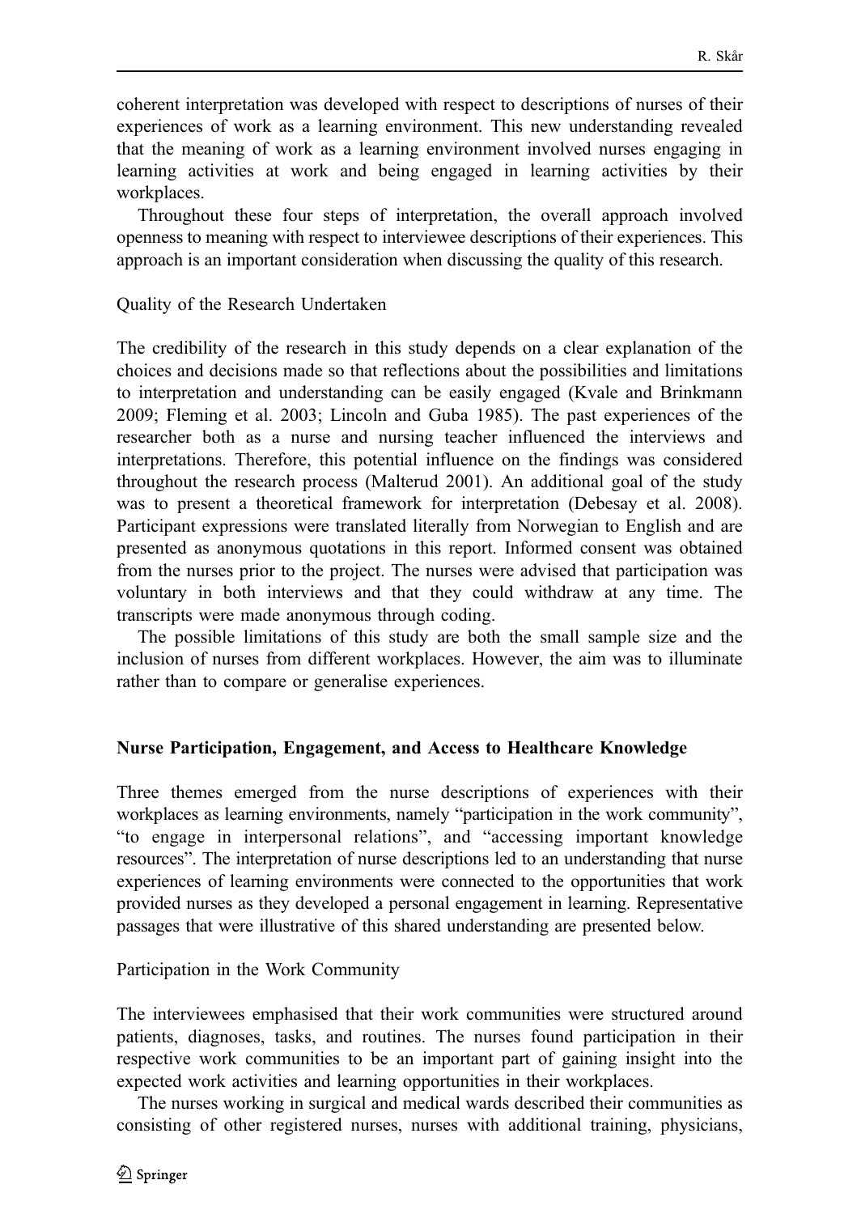coherent interpretation was developed with respect to descriptions of nurses of their experiences of work as a learning environment. This new understanding revealed that the meaning of work as a learning environment involved nurses engaging in learning activities at work and being engaged in learning activities by their workplaces.

Throughout these four steps of interpretation, the overall approach involved openness to meaning with respect to interviewee descriptions of their experiences. This approach is an important consideration when discussing the quality of this research.

### Quality of the Research Undertaken

The credibility of the research in this study depends on a clear explanation of the choices and decisions made so that reflections about the possibilities and limitations to interpretation and understanding can be easily engaged (Kvale and Brinkmann 2009; Fleming et al. 2003; Lincoln and Guba 1985). The past experiences of the researcher both as a nurse and nursing teacher influenced the interviews and interpretations. Therefore, this potential influence on the findings was considered throughout the research process (Malterud 2001). An additional goal of the study was to present a theoretical framework for interpretation (Debesay et al. 2008). Participant expressions were translated literally from Norwegian to English and are presented as anonymous quotations in this report. Informed consent was obtained from the nurses prior to the project. The nurses were advised that participation was voluntary in both interviews and that they could withdraw at any time. The transcripts were made anonymous through coding.

The possible limitations of this study are both the small sample size and the inclusion of nurses from different workplaces. However, the aim was to illuminate rather than to compare or generalise experiences.

## Nurse Participation, Engagement, and Access to Healthcare Knowledge

Three themes emerged from the nurse descriptions of experiences with their workplaces as learning environments, namely "participation in the work community", "to engage in interpersonal relations", and "accessing important knowledge resources". The interpretation of nurse descriptions led to an understanding that nurse experiences of learning environments were connected to the opportunities that work provided nurses as they developed a personal engagement in learning. Representative passages that were illustrative of this shared understanding are presented below.

### Participation in the Work Community

The interviewees emphasised that their work communities were structured around patients, diagnoses, tasks, and routines. The nurses found participation in their respective work communities to be an important part of gaining insight into the expected work activities and learning opportunities in their workplaces.

The nurses working in surgical and medical wards described their communities as consisting of other registered nurses, nurses with additional training, physicians,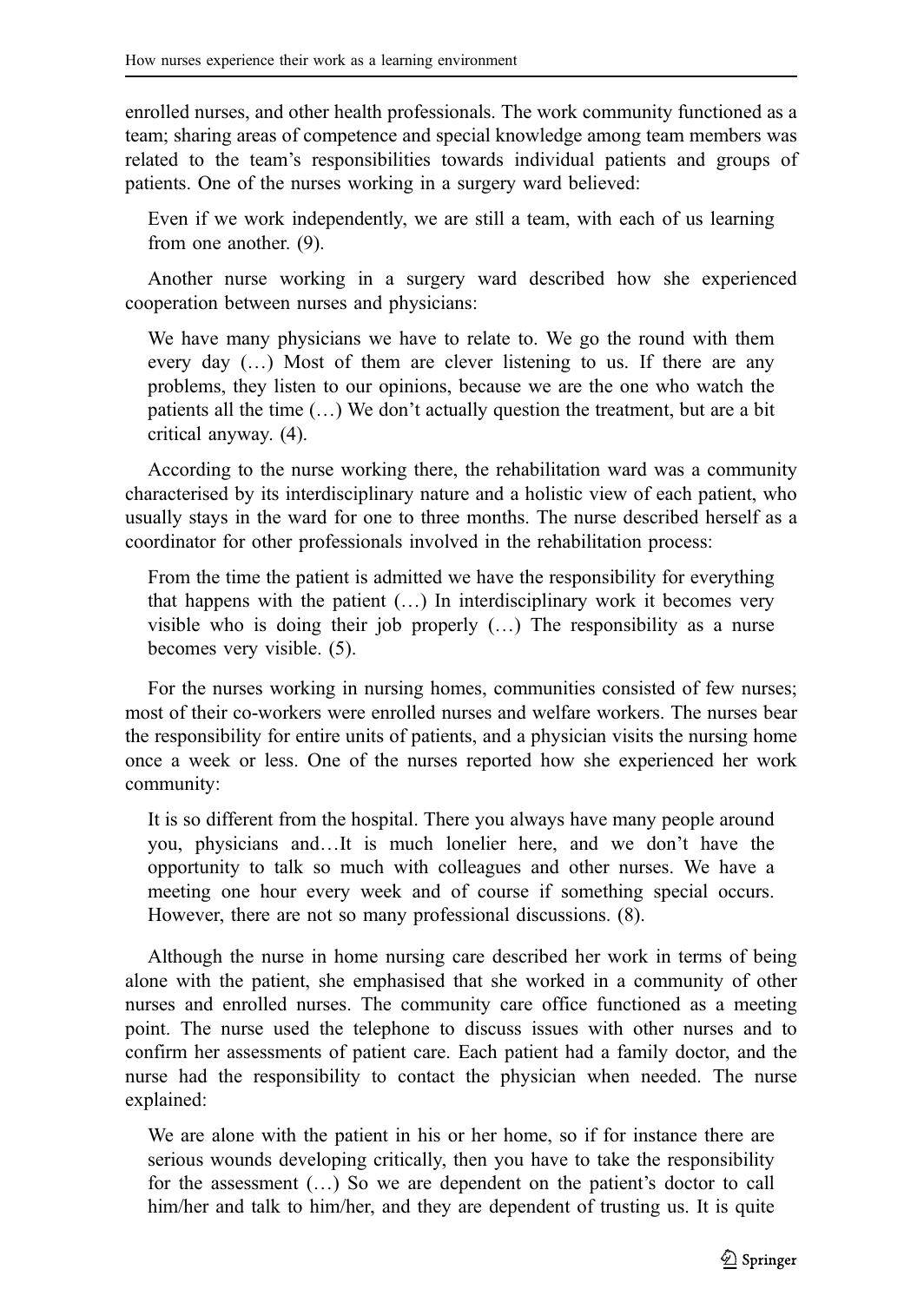enrolled nurses, and other health professionals. The work community functioned as a team; sharing areas of competence and special knowledge among team members was related to the team's responsibilities towards individual patients and groups of patients. One of the nurses working in a surgery ward believed:

> Even if we work independently, we are still a team, with each of us learning from one another. (9).

Another nurse working in a surgery ward described how she experienced cooperation between nurses and physicians:

> We have many physicians we have to relate to. We go the round with them every day (…) Most of them are clever listening to us. If there are any problems, they listen to our opinions, because we are the one who watch the patients all the time (…) We don't actually question the treatment, but are a bit critical anyway. (4).

According to the nurse working there, the rehabilitation ward was a community characterised by its interdisciplinary nature and a holistic view of each patient, who usually stays in the ward for one to three months. The nurse described herself as a coordinator for other professionals involved in the rehabilitation process:

> From the time the patient is admitted we have the responsibility for everything that happens with the patient (…) In interdisciplinary work it becomes very visible who is doing their job properly (…) The responsibility as a nurse becomes very visible. (5).

For the nurses working in nursing homes, communities consisted of few nurses; most of their co-workers were enrolled nurses and welfare workers. The nurses bear the responsibility for entire units of patients, and a physician visits the nursing home once a week or less. One of the nurses reported how she experienced her work community:

> It is so different from the hospital. There you always have many people around you, physicians and…It is much lonelier here, and we don't have the opportunity to talk so much with colleagues and other nurses. We have a meeting one hour every week and of course if something special occurs. However, there are not so many professional discussions. (8).

Although the nurse in home nursing care described her work in terms of being alone with the patient, she emphasised that she worked in a community of other nurses and enrolled nurses. The community care office functioned as a meeting point. The nurse used the telephone to discuss issues with other nurses and to confirm her assessments of patient care. Each patient had a family doctor, and the nurse had the responsibility to contact the physician when needed. The nurse explained:

> We are alone with the patient in his or her home, so if for instance there are serious wounds developing critically, then you have to take the responsibility for the assessment (…) So we are dependent on the patient's doctor to call him/her and talk to him/her, and they are dependent of trusting us. It is quite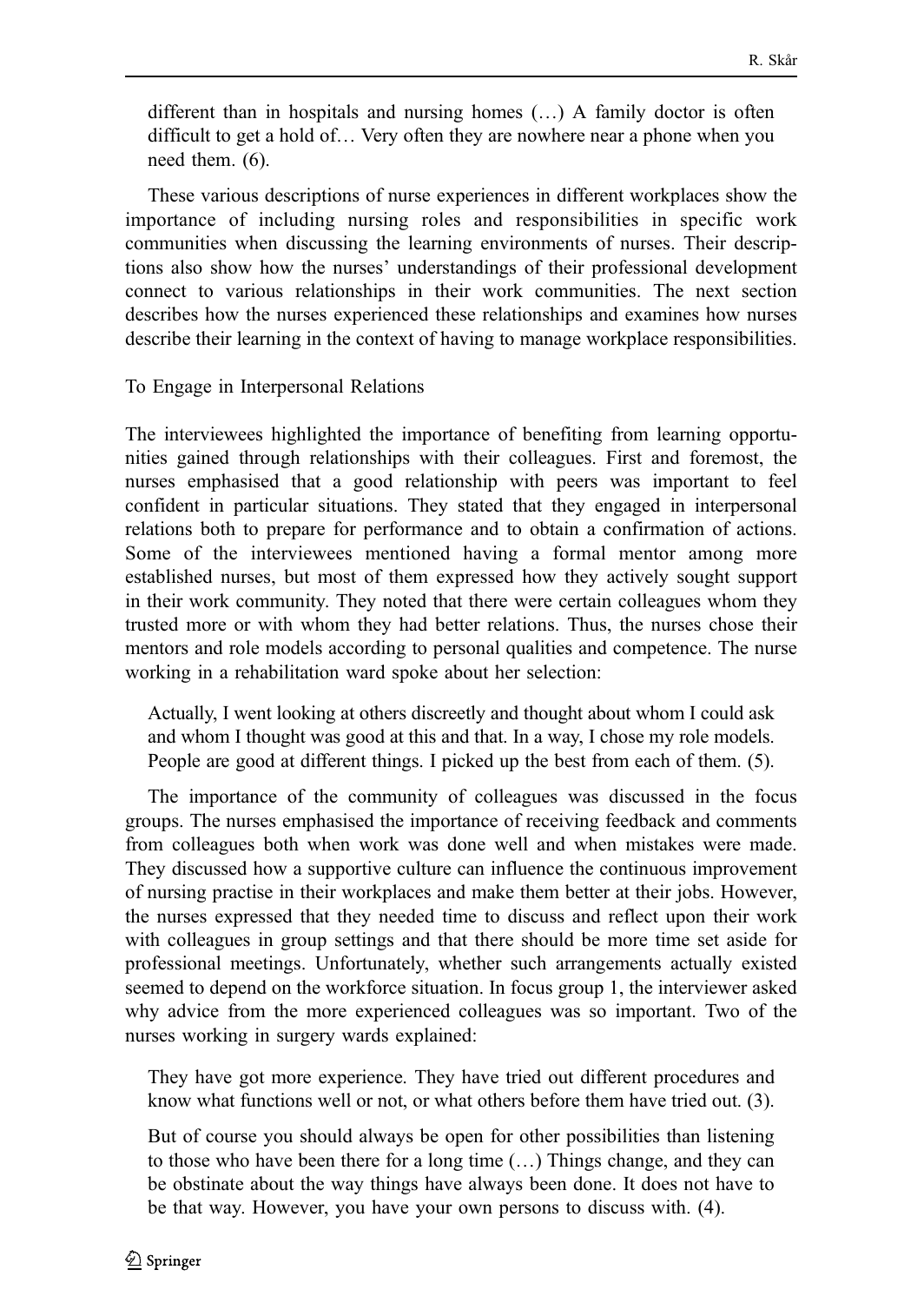> different than in hospitals and nursing homes (…) A family doctor is often difficult to get a hold of… Very often they are nowhere near a phone when you need them. (6).

These various descriptions of nurse experiences in different workplaces show the importance of including nursing roles and responsibilities in specific work communities when discussing the learning environments of nurses. Their descriptions also show how the nurses' understandings of their professional development connect to various relationships in their work communities. The next section describes how the nurses experienced these relationships and examines how nurses describe their learning in the context of having to manage workplace responsibilities.

### To Engage in Interpersonal Relations

The interviewees highlighted the importance of benefiting from learning opportunities gained through relationships with their colleagues. First and foremost, the nurses emphasised that a good relationship with peers was important to feel confident in particular situations. They stated that they engaged in interpersonal relations both to prepare for performance and to obtain a confirmation of actions. Some of the interviewees mentioned having a formal mentor among more established nurses, but most of them expressed how they actively sought support in their work community. They noted that there were certain colleagues whom they trusted more or with whom they had better relations. Thus, the nurses chose their mentors and role models according to personal qualities and competence. The nurse working in a rehabilitation ward spoke about her selection:

> Actually, I went looking at others discreetly and thought about whom I could ask and whom I thought was good at this and that. In a way, I chose my role models. People are good at different things. I picked up the best from each of them. (5).

The importance of the community of colleagues was discussed in the focus groups. The nurses emphasised the importance of receiving feedback and comments from colleagues both when work was done well and when mistakes were made. They discussed how a supportive culture can influence the continuous improvement of nursing practise in their workplaces and make them better at their jobs. However, the nurses expressed that they needed time to discuss and reflect upon their work with colleagues in group settings and that there should be more time set aside for professional meetings. Unfortunately, whether such arrangements actually existed seemed to depend on the workforce situation. In focus group 1, the interviewer asked why advice from the more experienced colleagues was so important. Two of the nurses working in surgery wards explained:

> They have got more experience. They have tried out different procedures and know what functions well or not, or what others before them have tried out. (3).

> But of course you should always be open for other possibilities than listening to those who have been there for a long time (…) Things change, and they can be obstinate about the way things have always been done. It does not have to be that way. However, you have your own persons to discuss with. (4).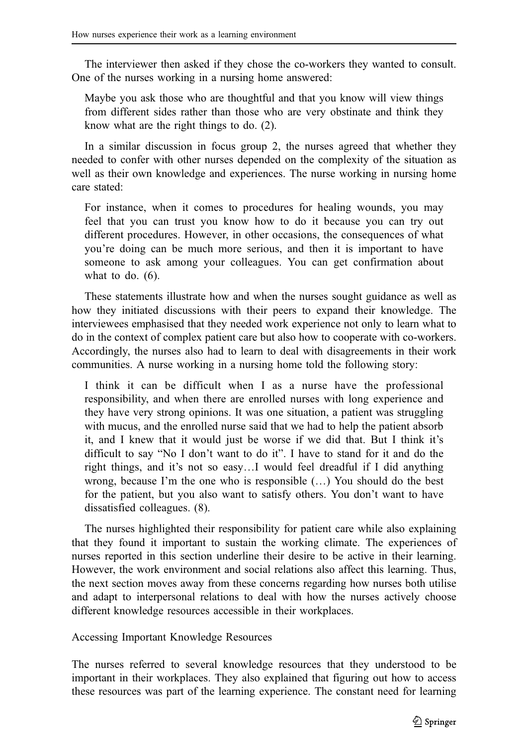The interviewer then asked if they chose the co-workers they wanted to consult. One of the nurses working in a nursing home answered:

> Maybe you ask those who are thoughtful and that you know will view things from different sides rather than those who are very obstinate and think they know what are the right things to do. (2).

In a similar discussion in focus group 2, the nurses agreed that whether they needed to confer with other nurses depended on the complexity of the situation as well as their own knowledge and experiences. The nurse working in nursing home care stated:

> For instance, when it comes to procedures for healing wounds, you may feel that you can trust you know how to do it because you can try out different procedures. However, in other occasions, the consequences of what you're doing can be much more serious, and then it is important to have someone to ask among your colleagues. You can get confirmation about what to do. (6).

These statements illustrate how and when the nurses sought guidance as well as how they initiated discussions with their peers to expand their knowledge. The interviewees emphasised that they needed work experience not only to learn what to do in the context of complex patient care but also how to cooperate with co-workers. Accordingly, the nurses also had to learn to deal with disagreements in their work communities. A nurse working in a nursing home told the following story:

> I think it can be difficult when I as a nurse have the professional responsibility, and when there are enrolled nurses with long experience and they have very strong opinions. It was one situation, a patient was struggling with mucus, and the enrolled nurse said that we had to help the patient absorb it, and I knew that it would just be worse if we did that. But I think it's difficult to say "No I don't want to do it". I have to stand for it and do the right things, and it's not so easy…I would feel dreadful if I did anything wrong, because I'm the one who is responsible (…) You should do the best for the patient, but you also want to satisfy others. You don't want to have dissatisfied colleagues. (8).

The nurses highlighted their responsibility for patient care while also explaining that they found it important to sustain the working climate. The experiences of nurses reported in this section underline their desire to be active in their learning. However, the work environment and social relations also affect this learning. Thus, the next section moves away from these concerns regarding how nurses both utilise and adapt to interpersonal relations to deal with how the nurses actively choose different knowledge resources accessible in their workplaces.

### Accessing Important Knowledge Resources

The nurses referred to several knowledge resources that they understood to be important in their workplaces. They also explained that figuring out how to access these resources was part of the learning experience. The constant need for learning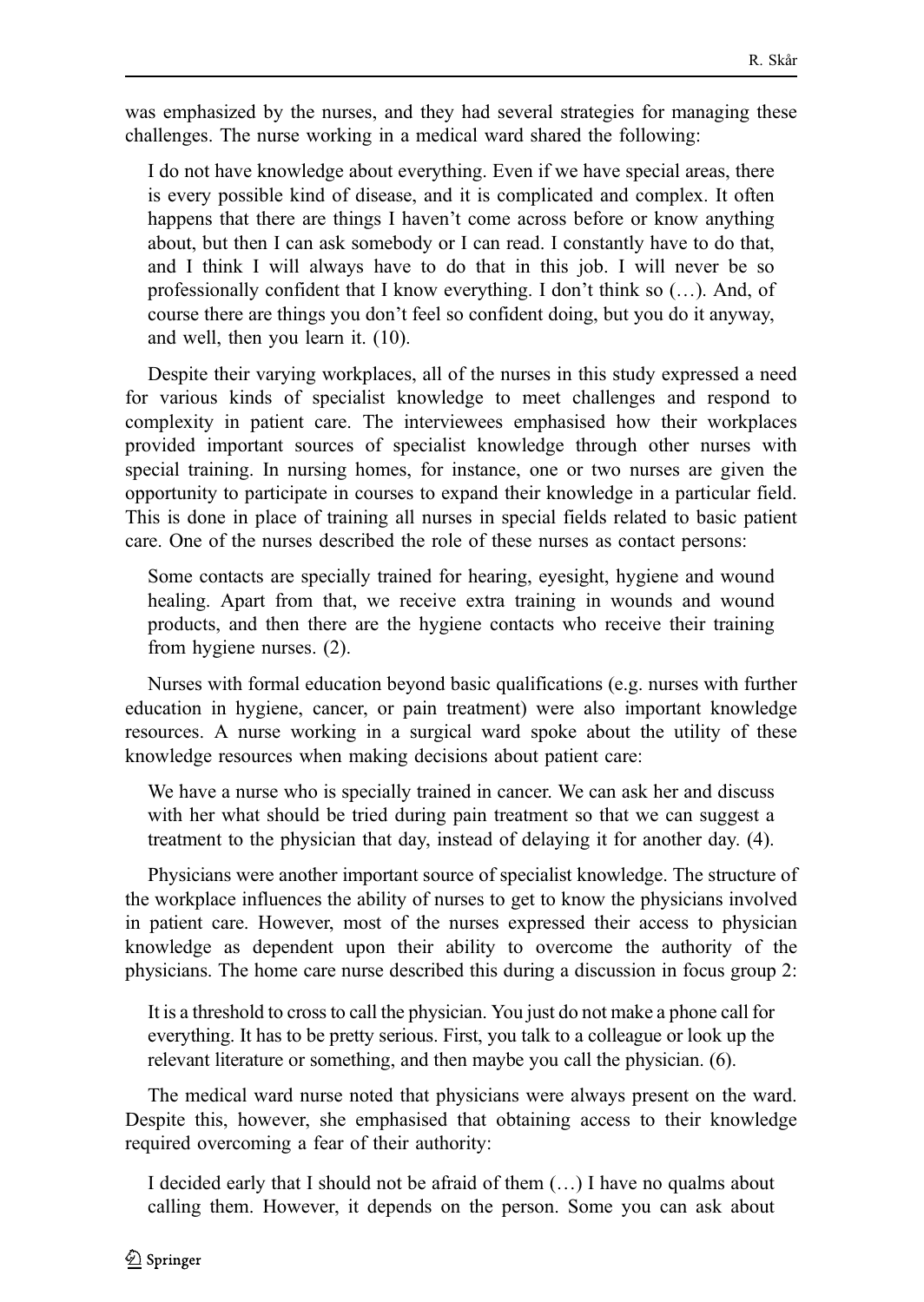was emphasized by the nurses, and they had several strategies for managing these challenges. The nurse working in a medical ward shared the following:

> I do not have knowledge about everything. Even if we have special areas, there is every possible kind of disease, and it is complicated and complex. It often happens that there are things I haven't come across before or know anything about, but then I can ask somebody or I can read. I constantly have to do that, and I think I will always have to do that in this job. I will never be so professionally confident that I know everything. I don't think so (…). And, of course there are things you don't feel so confident doing, but you do it anyway, and well, then you learn it. (10).

Despite their varying workplaces, all of the nurses in this study expressed a need for various kinds of specialist knowledge to meet challenges and respond to complexity in patient care. The interviewees emphasised how their workplaces provided important sources of specialist knowledge through other nurses with special training. In nursing homes, for instance, one or two nurses are given the opportunity to participate in courses to expand their knowledge in a particular field. This is done in place of training all nurses in special fields related to basic patient care. One of the nurses described the role of these nurses as contact persons:

> Some contacts are specially trained for hearing, eyesight, hygiene and wound healing. Apart from that, we receive extra training in wounds and wound products, and then there are the hygiene contacts who receive their training from hygiene nurses. (2).

Nurses with formal education beyond basic qualifications (e.g. nurses with further education in hygiene, cancer, or pain treatment) were also important knowledge resources. A nurse working in a surgical ward spoke about the utility of these knowledge resources when making decisions about patient care:

> We have a nurse who is specially trained in cancer. We can ask her and discuss with her what should be tried during pain treatment so that we can suggest a treatment to the physician that day, instead of delaying it for another day. (4).

Physicians were another important source of specialist knowledge. The structure of the workplace influences the ability of nurses to get to know the physicians involved in patient care. However, most of the nurses expressed their access to physician knowledge as dependent upon their ability to overcome the authority of the physicians. The home care nurse described this during a discussion in focus group 2:

> It is a threshold to cross to call the physician. You just do not make a phone call for everything. It has to be pretty serious. First, you talk to a colleague or look up the relevant literature or something, and then maybe you call the physician. (6).

The medical ward nurse noted that physicians were always present on the ward. Despite this, however, she emphasised that obtaining access to their knowledge required overcoming a fear of their authority:

> I decided early that I should not be afraid of them (…) I have no qualms about calling them. However, it depends on the person. Some you can ask about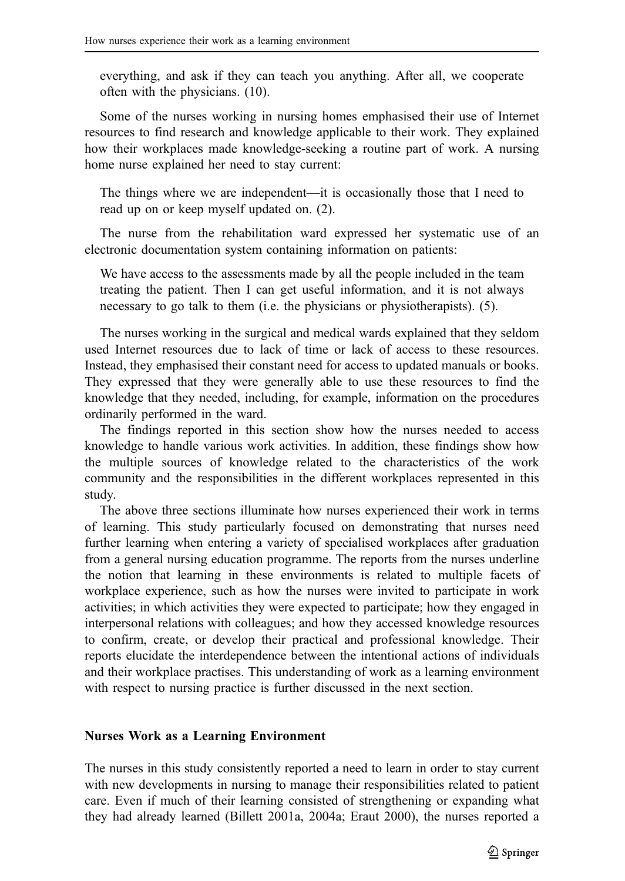everything, and ask if they can teach you anything. After all, we cooperate often with the physicians. (10).

Some of the nurses working in nursing homes emphasised their use of Internet resources to find research and knowledge applicable to their work. They explained how their workplaces made knowledge-seeking a routine part of work. A nursing home nurse explained her need to stay current:

> The things where we are independent—it is occasionally those that I need to read up on or keep myself updated on. (2).

The nurse from the rehabilitation ward expressed her systematic use of an electronic documentation system containing information on patients:

> We have access to the assessments made by all the people included in the team treating the patient. Then I can get useful information, and it is not always necessary to go talk to them (i.e. the physicians or physiotherapists). (5).

The nurses working in the surgical and medical wards explained that they seldom used Internet resources due to lack of time or lack of access to these resources. Instead, they emphasised their constant need for access to updated manuals or books. They expressed that they were generally able to use these resources to find the knowledge that they needed, including, for example, information on the procedures ordinarily performed in the ward.

The findings reported in this section show how the nurses needed to access knowledge to handle various work activities. In addition, these findings show how the multiple sources of knowledge related to the characteristics of the work community and the responsibilities in the different workplaces represented in this study.

The above three sections illuminate how nurses experienced their work in terms of learning. This study particularly focused on demonstrating that nurses need further learning when entering a variety of specialised workplaces after graduation from a general nursing education programme. The reports from the nurses underline the notion that learning in these environments is related to multiple facets of workplace experience, such as how the nurses were invited to participate in work activities; in which activities they were expected to participate; how they engaged in interpersonal relations with colleagues; and how they accessed knowledge resources to confirm, create, or develop their practical and professional knowledge. Their reports elucidate the interdependence between the intentional actions of individuals and their workplace practises. This understanding of work as a learning environment with respect to nursing practice is further discussed in the next section.

## Nurses Work as a Learning Environment

The nurses in this study consistently reported a need to learn in order to stay current with new developments in nursing to manage their responsibilities related to patient care. Even if much of their learning consisted of strengthening or expanding what they had already learned (Billett 2001a, 2004a; Eraut 2000), the nurses reported a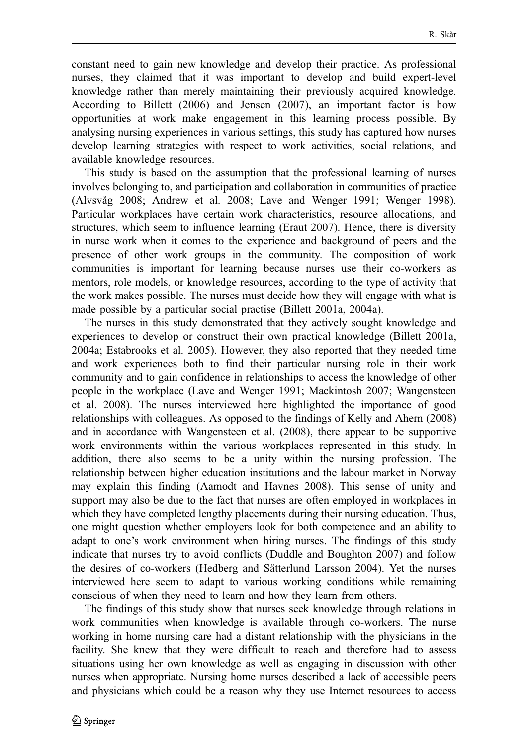constant need to gain new knowledge and develop their practice. As professional nurses, they claimed that it was important to develop and build expert-level knowledge rather than merely maintaining their previously acquired knowledge. According to Billett (2006) and Jensen (2007), an important factor is how opportunities at work make engagement in this learning process possible. By analysing nursing experiences in various settings, this study has captured how nurses develop learning strategies with respect to work activities, social relations, and available knowledge resources.

This study is based on the assumption that the professional learning of nurses involves belonging to, and participation and collaboration in communities of practice (Alvsvåg 2008; Andrew et al. 2008; Lave and Wenger 1991; Wenger 1998). Particular workplaces have certain work characteristics, resource allocations, and structures, which seem to influence learning (Eraut 2007). Hence, there is diversity in nurse work when it comes to the experience and background of peers and the presence of other work groups in the community. The composition of work communities is important for learning because nurses use their co-workers as mentors, role models, or knowledge resources, according to the type of activity that the work makes possible. The nurses must decide how they will engage with what is made possible by a particular social practise (Billett 2001a, 2004a).

The nurses in this study demonstrated that they actively sought knowledge and experiences to develop or construct their own practical knowledge (Billett 2001a, 2004a; Estabrooks et al. 2005). However, they also reported that they needed time and work experiences both to find their particular nursing role in their work community and to gain confidence in relationships to access the knowledge of other people in the workplace (Lave and Wenger 1991; Mackintosh 2007; Wangensteen et al. 2008). The nurses interviewed here highlighted the importance of good relationships with colleagues. As opposed to the findings of Kelly and Ahern (2008) and in accordance with Wangensteen et al. (2008), there appear to be supportive work environments within the various workplaces represented in this study. In addition, there also seems to be a unity within the nursing profession. The relationship between higher education institutions and the labour market in Norway may explain this finding (Aamodt and Havnes 2008). This sense of unity and support may also be due to the fact that nurses are often employed in workplaces in which they have completed lengthy placements during their nursing education. Thus, one might question whether employers look for both competence and an ability to adapt to one's work environment when hiring nurses. The findings of this study indicate that nurses try to avoid conflicts (Duddle and Boughton 2007) and follow the desires of co-workers (Hedberg and Sätterlund Larsson 2004). Yet the nurses interviewed here seem to adapt to various working conditions while remaining conscious of when they need to learn and how they learn from others.

The findings of this study show that nurses seek knowledge through relations in work communities when knowledge is available through co-workers. The nurse working in home nursing care had a distant relationship with the physicians in the facility. She knew that they were difficult to reach and therefore had to assess situations using her own knowledge as well as engaging in discussion with other nurses when appropriate. Nursing home nurses described a lack of accessible peers and physicians which could be a reason why they use Internet resources to access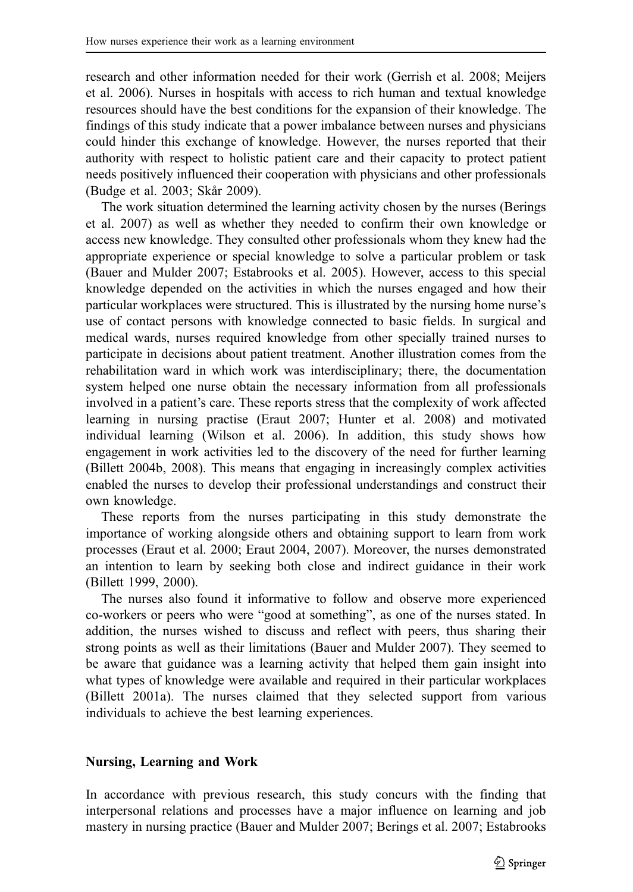research and other information needed for their work (Gerrish et al. 2008; Meijers et al. 2006). Nurses in hospitals with access to rich human and textual knowledge resources should have the best conditions for the expansion of their knowledge. The findings of this study indicate that a power imbalance between nurses and physicians could hinder this exchange of knowledge. However, the nurses reported that their authority with respect to holistic patient care and their capacity to protect patient needs positively influenced their cooperation with physicians and other professionals (Budge et al. 2003; Skår 2009).

The work situation determined the learning activity chosen by the nurses (Berings et al. 2007) as well as whether they needed to confirm their own knowledge or access new knowledge. They consulted other professionals whom they knew had the appropriate experience or special knowledge to solve a particular problem or task (Bauer and Mulder 2007; Estabrooks et al. 2005). However, access to this special knowledge depended on the activities in which the nurses engaged and how their particular workplaces were structured. This is illustrated by the nursing home nurse's use of contact persons with knowledge connected to basic fields. In surgical and medical wards, nurses required knowledge from other specially trained nurses to participate in decisions about patient treatment. Another illustration comes from the rehabilitation ward in which work was interdisciplinary; there, the documentation system helped one nurse obtain the necessary information from all professionals involved in a patient's care. These reports stress that the complexity of work affected learning in nursing practise (Eraut 2007; Hunter et al. 2008) and motivated individual learning (Wilson et al. 2006). In addition, this study shows how engagement in work activities led to the discovery of the need for further learning (Billett 2004b, 2008). This means that engaging in increasingly complex activities enabled the nurses to develop their professional understandings and construct their own knowledge.

These reports from the nurses participating in this study demonstrate the importance of working alongside others and obtaining support to learn from work processes (Eraut et al. 2000; Eraut 2004, 2007). Moreover, the nurses demonstrated an intention to learn by seeking both close and indirect guidance in their work (Billett 1999, 2000).

The nurses also found it informative to follow and observe more experienced co-workers or peers who were "good at something", as one of the nurses stated. In addition, the nurses wished to discuss and reflect with peers, thus sharing their strong points as well as their limitations (Bauer and Mulder 2007). They seemed to be aware that guidance was a learning activity that helped them gain insight into what types of knowledge were available and required in their particular workplaces (Billett 2001a). The nurses claimed that they selected support from various individuals to achieve the best learning experiences.

## Nursing, Learning and Work

In accordance with previous research, this study concurs with the finding that interpersonal relations and processes have a major influence on learning and job mastery in nursing practice (Bauer and Mulder 2007; Berings et al. 2007; Estabrooks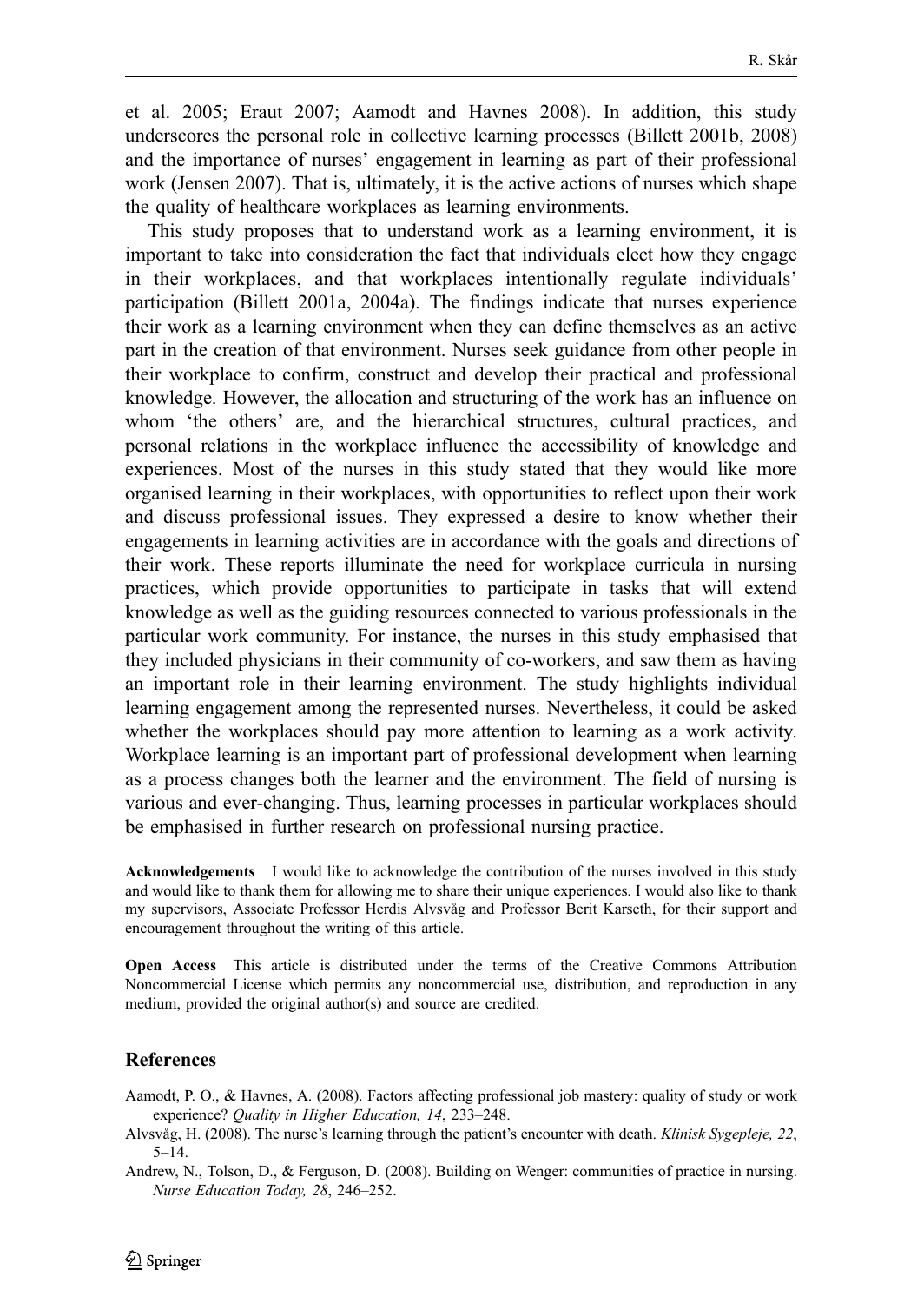et al. 2005; Eraut 2007; Aamodt and Havnes 2008). In addition, this study underscores the personal role in collective learning processes (Billett 2001b, 2008) and the importance of nurses' engagement in learning as part of their professional work (Jensen 2007). That is, ultimately, it is the active actions of nurses which shape the quality of healthcare workplaces as learning environments.

This study proposes that to understand work as a learning environment, it is important to take into consideration the fact that individuals elect how they engage in their workplaces, and that workplaces intentionally regulate individuals' participation (Billett 2001a, 2004a). The findings indicate that nurses experience their work as a learning environment when they can define themselves as an active part in the creation of that environment. Nurses seek guidance from other people in their workplace to confirm, construct and develop their practical and professional knowledge. However, the allocation and structuring of the work has an influence on whom 'the others' are, and the hierarchical structures, cultural practices, and personal relations in the workplace influence the accessibility of knowledge and experiences. Most of the nurses in this study stated that they would like more organised learning in their workplaces, with opportunities to reflect upon their work and discuss professional issues. They expressed a desire to know whether their engagements in learning activities are in accordance with the goals and directions of their work. These reports illuminate the need for workplace curricula in nursing practices, which provide opportunities to participate in tasks that will extend knowledge as well as the guiding resources connected to various professionals in the particular work community. For instance, the nurses in this study emphasised that they included physicians in their community of co-workers, and saw them as having an important role in their learning environment. The study highlights individual learning engagement among the represented nurses. Nevertheless, it could be asked whether the workplaces should pay more attention to learning as a work activity. Workplace learning is an important part of professional development when learning as a process changes both the learner and the environment. The field of nursing is various and ever-changing. Thus, learning processes in particular workplaces should be emphasised in further research on professional nursing practice.

**Acknowledgements** I would like to acknowledge the contribution of the nurses involved in this study and would like to thank them for allowing me to share their unique experiences. I would also like to thank my supervisors, Associate Professor Herdis Alvsvåg and Professor Berit Karseth, for their support and encouragement throughout the writing of this article.

**Open Access** This article is distributed under the terms of the Creative Commons Attribution Noncommercial License which permits any noncommercial use, distribution, and reproduction in any medium, provided the original author(s) and source are credited.

## References

Aamodt, P. O., & Havnes, A. (2008). Factors affecting professional job mastery: quality of study or work experience? *Quality in Higher Education, 14*, 233–248.

Alvsvåg, H. (2008). The nurse's learning through the patient's encounter with death. *Klinisk Sygepleje, 22*, 5–14.

Andrew, N., Tolson, D., & Ferguson, D. (2008). Building on Wenger: communities of practice in nursing. *Nurse Education Today, 28*, 246–252.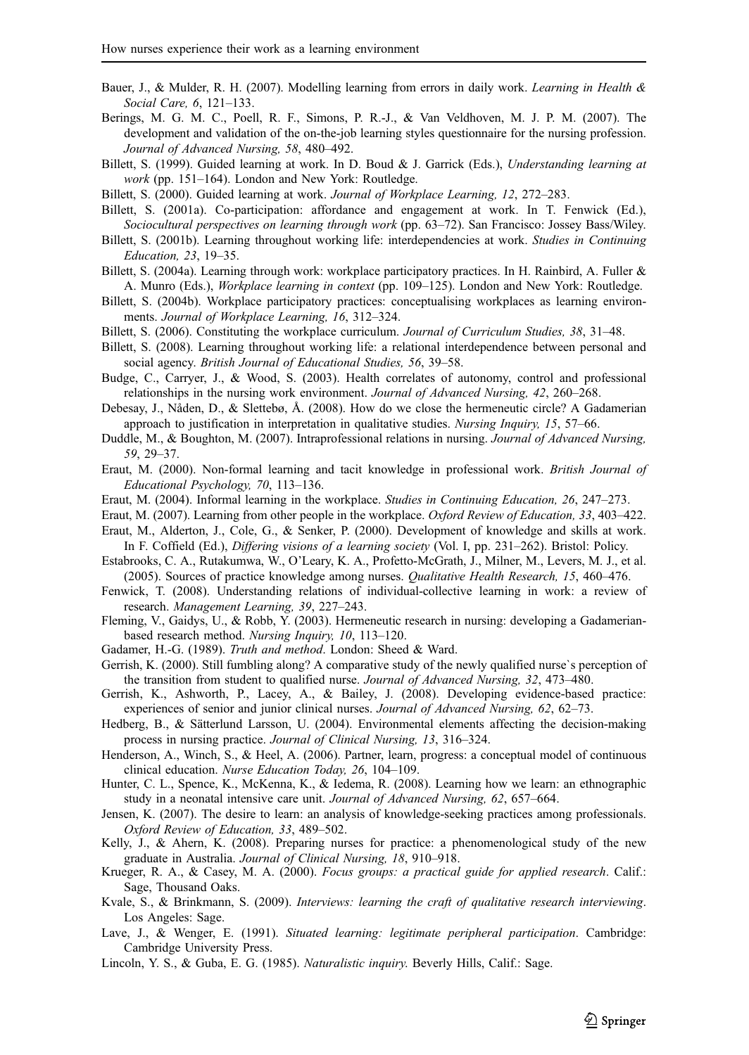Bauer, J., & Mulder, R. H. (2007). Modelling learning from errors in daily work. *Learning in Health & Social Care, 6*, 121–133.

Berings, M. G. M. C., Poell, R. F., Simons, P. R.-J., & Van Veldhoven, M. J. P. M. (2007). The development and validation of the on-the-job learning styles questionnaire for the nursing profession. *Journal of Advanced Nursing, 58*, 480–492.

Billett, S. (1999). Guided learning at work. In D. Boud & J. Garrick (Eds.), *Understanding learning at work* (pp. 151–164). London and New York: Routledge.

Billett, S. (2000). Guided learning at work. *Journal of Workplace Learning, 12*, 272–283.

Billett, S. (2001a). Co-participation: affordance and engagement at work. In T. Fenwick (Ed.), *Sociocultural perspectives on learning through work* (pp. 63–72). San Francisco: Jossey Bass/Wiley.

Billett, S. (2001b). Learning throughout working life: interdependencies at work. *Studies in Continuing Education, 23*, 19–35.

Billett, S. (2004a). Learning through work: workplace participatory practices. In H. Rainbird, A. Fuller & A. Munro (Eds.), *Workplace learning in context* (pp. 109–125). London and New York: Routledge.

Billett, S. (2004b). Workplace participatory practices: conceptualising workplaces as learning environments. *Journal of Workplace Learning, 16*, 312–324.

Billett, S. (2006). Constituting the workplace curriculum. *Journal of Curriculum Studies, 38*, 31–48.

Billett, S. (2008). Learning throughout working life: a relational interdependence between personal and social agency. *British Journal of Educational Studies, 56*, 39–58.

Budge, C., Carryer, J., & Wood, S. (2003). Health correlates of autonomy, control and professional relationships in the nursing work environment. *Journal of Advanced Nursing, 42*, 260–268.

Debesay, J., Nåden, D., & Slettebø, Å. (2008). How do we close the hermeneutic circle? A Gadamerian approach to justification in interpretation in qualitative studies. *Nursing Inquiry, 15*, 57–66.

Duddle, M., & Boughton, M. (2007). Intraprofessional relations in nursing. *Journal of Advanced Nursing, 59*, 29–37.

Eraut, M. (2000). Non-formal learning and tacit knowledge in professional work. *British Journal of Educational Psychology, 70*, 113–136.

Eraut, M. (2004). Informal learning in the workplace. *Studies in Continuing Education, 26*, 247–273.

Eraut, M. (2007). Learning from other people in the workplace. *Oxford Review of Education, 33*, 403–422.

Eraut, M., Alderton, J., Cole, G., & Senker, P. (2000). Development of knowledge and skills at work. In F. Coffield (Ed.), *Differing visions of a learning society* (Vol. I, pp. 231–262). Bristol: Policy.

Estabrooks, C. A., Rutakumwa, W., O'Leary, K. A., Profetto-McGrath, J., Milner, M., Levers, M. J., et al. (2005). Sources of practice knowledge among nurses. *Qualitative Health Research, 15*, 460–476.

Fenwick, T. (2008). Understanding relations of individual-collective learning in work: a review of research. *Management Learning, 39*, 227–243.

Fleming, V., Gaidys, U., & Robb, Y. (2003). Hermeneutic research in nursing: developing a Gadamerian-based research method. *Nursing Inquiry, 10*, 113–120.

Gadamer, H.-G. (1989). *Truth and method*. London: Sheed & Ward.

Gerrish, K. (2000). Still fumbling along? A comparative study of the newly qualified nurse`s perception of the transition from student to qualified nurse. *Journal of Advanced Nursing, 32*, 473–480.

Gerrish, K., Ashworth, P., Lacey, A., & Bailey, J. (2008). Developing evidence-based practice: experiences of senior and junior clinical nurses. *Journal of Advanced Nursing, 62*, 62–73.

Hedberg, B., & Sätterlund Larsson, U. (2004). Environmental elements affecting the decision-making process in nursing practice. *Journal of Clinical Nursing, 13*, 316–324.

Henderson, A., Winch, S., & Heel, A. (2006). Partner, learn, progress: a conceptual model of continuous clinical education. *Nurse Education Today, 26*, 104–109.

Hunter, C. L., Spence, K., McKenna, K., & Iedema, R. (2008). Learning how we learn: an ethnographic study in a neonatal intensive care unit. *Journal of Advanced Nursing, 62*, 657–664.

Jensen, K. (2007). The desire to learn: an analysis of knowledge-seeking practices among professionals. *Oxford Review of Education, 33*, 489–502.

Kelly, J., & Ahern, K. (2008). Preparing nurses for practice: a phenomenological study of the new graduate in Australia. *Journal of Clinical Nursing, 18*, 910–918.

Krueger, R. A., & Casey, M. A. (2000). *Focus groups: a practical guide for applied research*. Calif.: Sage, Thousand Oaks.

Kvale, S., & Brinkmann, S. (2009). *Interviews: learning the craft of qualitative research interviewing*. Los Angeles: Sage.

Lave, J., & Wenger, E. (1991). *Situated learning: legitimate peripheral participation*. Cambridge: Cambridge University Press.

Lincoln, Y. S., & Guba, E. G. (1985). *Naturalistic inquiry*. Beverly Hills, Calif.: Sage.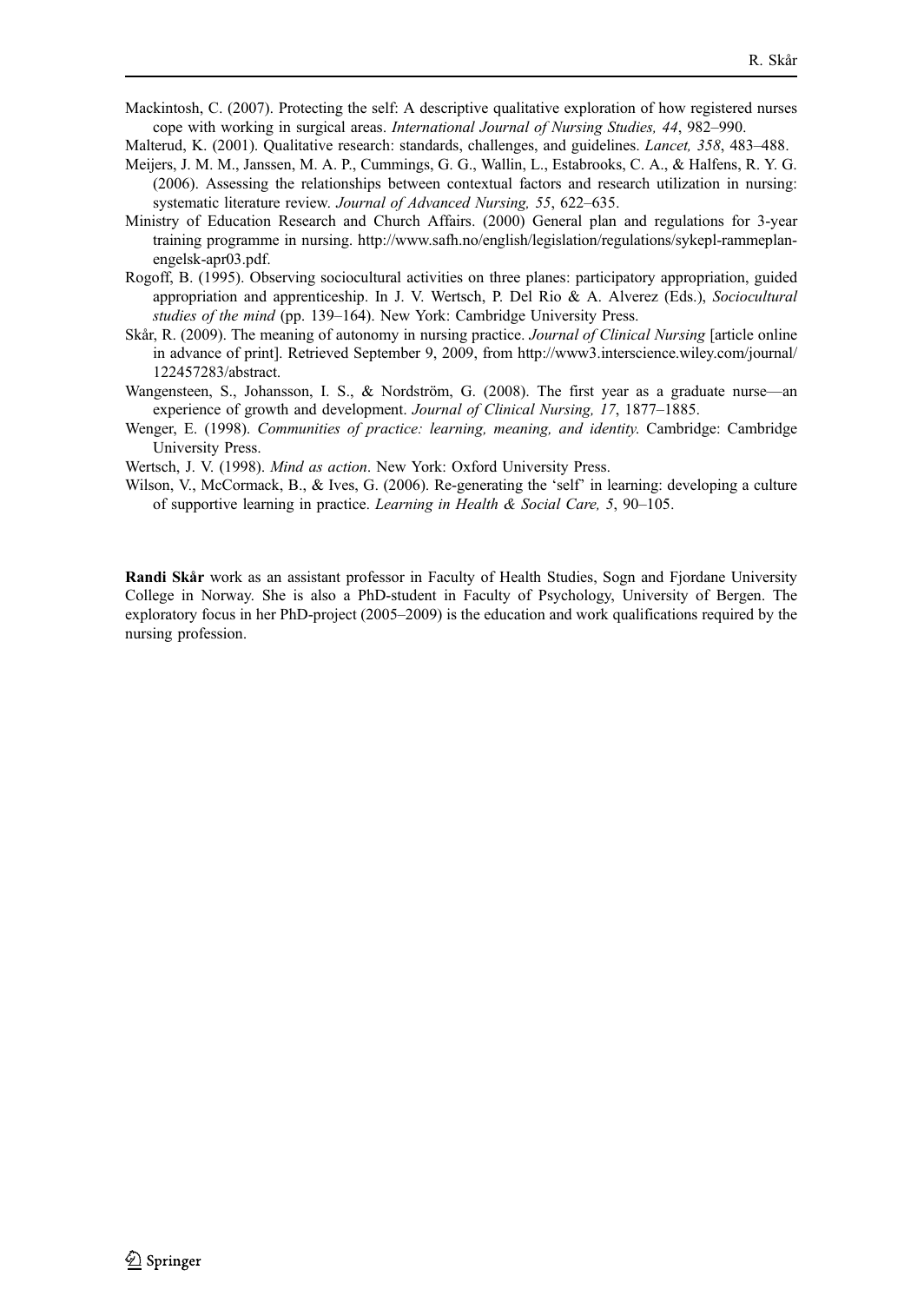Mackintosh, C. (2007). Protecting the self: A descriptive qualitative exploration of how registered nurses cope with working in surgical areas. *International Journal of Nursing Studies, 44*, 982–990.

Malterud, K. (2001). Qualitative research: standards, challenges, and guidelines. *Lancet, 358*, 483–488.

Meijers, J. M. M., Janssen, M. A. P., Cummings, G. G., Wallin, L., Estabrooks, C. A., & Halfens, R. Y. G. (2006). Assessing the relationships between contextual factors and research utilization in nursing: systematic literature review. *Journal of Advanced Nursing, 55*, 622–635.

Ministry of Education Research and Church Affairs. (2000) General plan and regulations for 3-year training programme in nursing. http://www.safh.no/english/legislation/regulations/sykepl-rammeplan-engelsk-apr03.pdf.

Rogoff, B. (1995). Observing sociocultural activities on three planes: participatory appropriation, guided appropriation and apprenticeship. In J. V. Wertsch, P. Del Rio & A. Alverez (Eds.), *Sociocultural studies of the mind* (pp. 139–164). New York: Cambridge University Press.

Skår, R. (2009). The meaning of autonomy in nursing practice. *Journal of Clinical Nursing* [article online in advance of print]. Retrieved September 9, 2009, from http://www3.interscience.wiley.com/journal/122457283/abstract.

Wangensteen, S., Johansson, I. S., & Nordström, G. (2008). The first year as a graduate nurse—an experience of growth and development. *Journal of Clinical Nursing, 17*, 1877–1885.

Wenger, E. (1998). *Communities of practice: learning, meaning, and identity.* Cambridge: Cambridge University Press.

Wertsch, J. V. (1998). *Mind as action*. New York: Oxford University Press.

Wilson, V., McCormack, B., & Ives, G. (2006). Re-generating the 'self' in learning: developing a culture of supportive learning in practice. *Learning in Health & Social Care, 5*, 90–105.

**Randi Skår** work as an assistant professor in Faculty of Health Studies, Sogn and Fjordane University College in Norway. She is also a PhD-student in Faculty of Psychology, University of Bergen. The exploratory focus in her PhD-project (2005–2009) is the education and work qualifications required by the nursing profession.